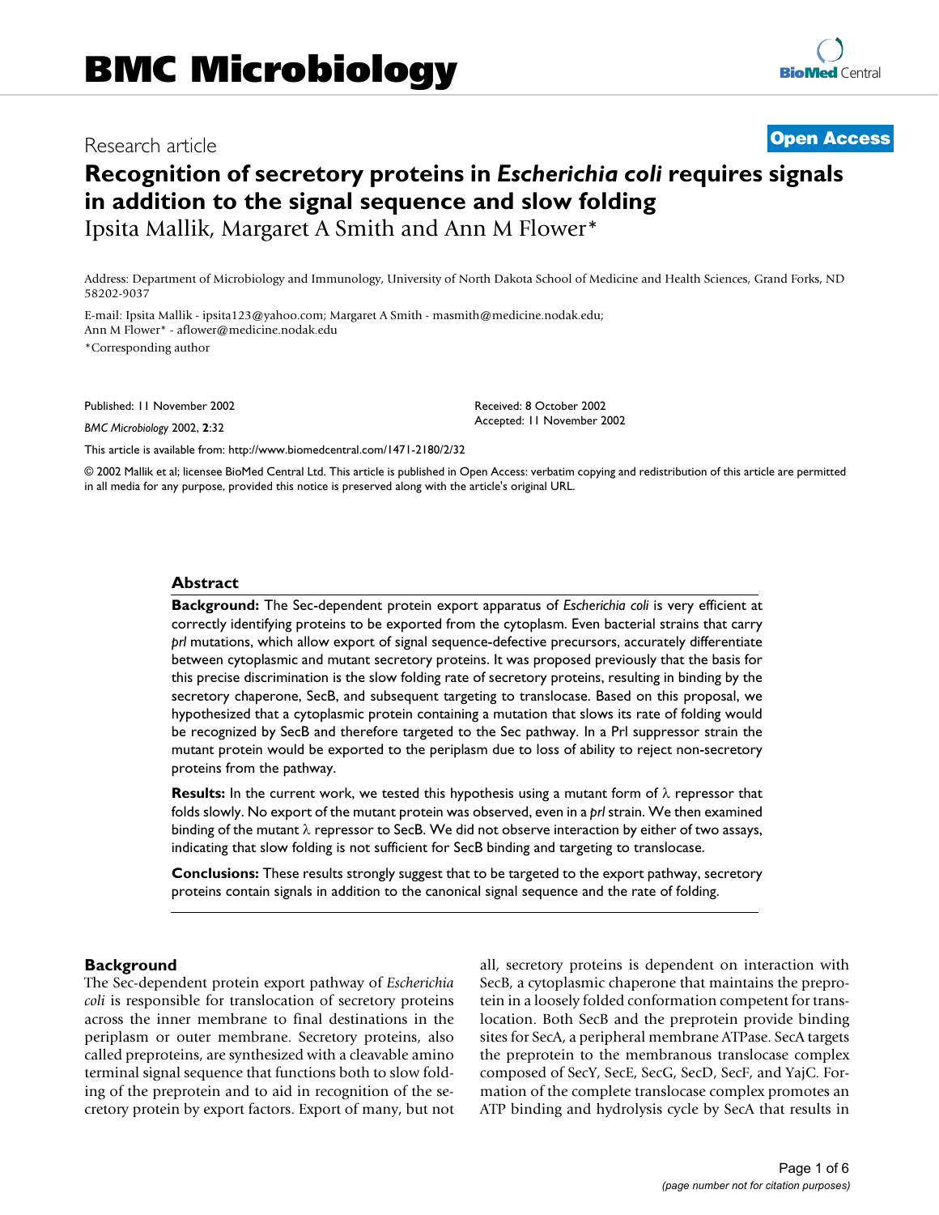Research article

**Open Access**

# Recognition of secretory proteins in *Escherichia coli* requires signals in addition to the signal sequence and slow folding

Ipsita Mallik, Margaret A Smith and Ann M Flower*

Address: Department of Microbiology and Immunology, University of North Dakota School of Medicine and Health Sciences, Grand Forks, ND 58202-9037

E-mail: Ipsita Mallik - ipsita123@yahoo.com; Margaret A Smith - masmith@medicine.nodak.edu; Ann M Flower* - aflower@medicine.nodak.edu

*Corresponding author

Published: 11 November 2002

*BMC Microbiology* 2002, **2**:32

Received: 8 October 2002
Accepted: 11 November 2002

This article is available from: http://www.biomedcentral.com/1471-2180/2/32

© 2002 Mallik et al; licensee BioMed Central Ltd. This article is published in Open Access: verbatim copying and redistribution of this article are permitted in all media for any purpose, provided this notice is preserved along with the article's original URL.

## Abstract

**Background:** The Sec-dependent protein export apparatus of *Escherichia coli* is very efficient at correctly identifying proteins to be exported from the cytoplasm. Even bacterial strains that carry *prl* mutations, which allow export of signal sequence-defective precursors, accurately differentiate between cytoplasmic and mutant secretory proteins. It was proposed previously that the basis for this precise discrimination is the slow folding rate of secretory proteins, resulting in binding by the secretory chaperone, SecB, and subsequent targeting to translocase. Based on this proposal, we hypothesized that a cytoplasmic protein containing a mutation that slows its rate of folding would be recognized by SecB and therefore targeted to the Sec pathway. In a Prl suppressor strain the mutant protein would be exported to the periplasm due to loss of ability to reject non-secretory proteins from the pathway.

**Results:** In the current work, we tested this hypothesis using a mutant form of λ repressor that folds slowly. No export of the mutant protein was observed, even in a *prl* strain. We then examined binding of the mutant λ repressor to SecB. We did not observe interaction by either of two assays, indicating that slow folding is not sufficient for SecB binding and targeting to translocase.

**Conclusions:** These results strongly suggest that to be targeted to the export pathway, secretory proteins contain signals in addition to the canonical signal sequence and the rate of folding.

## Background

The Sec-dependent protein export pathway of *Escherichia coli* is responsible for translocation of secretory proteins across the inner membrane to final destinations in the periplasm or outer membrane. Secretory proteins, also called preproteins, are synthesized with a cleavable amino terminal signal sequence that functions both to slow folding of the preprotein and to aid in recognition of the secretory protein by export factors. Export of many, but not all, secretory proteins is dependent on interaction with SecB, a cytoplasmic chaperone that maintains the preprotein in a loosely folded conformation competent for translocation. Both SecB and the preprotein provide binding sites for SecA, a peripheral membrane ATPase. SecA targets the preprotein to the membranous translocase complex composed of SecY, SecE, SecG, SecD, SecF, and YajC. Formation of the complete translocase complex promotes an ATP binding and hydrolysis cycle by SecA that results in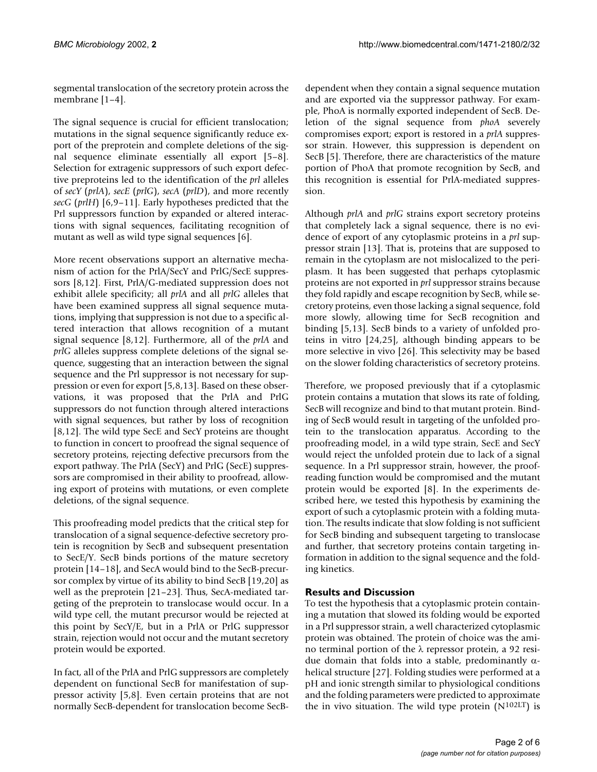segmental translocation of the secretory protein across the membrane [1–4].

The signal sequence is crucial for efficient translocation; mutations in the signal sequence significantly reduce export of the preprotein and complete deletions of the signal sequence eliminate essentially all export [5–8]. Selection for extragenic suppressors of such export defective preproteins led to the identification of the *prl* alleles of *secY* (*prlA*), *secE* (*prlG*), *secA* (*prlD*), and more recently *secG* (*prlH*) [6,9–11]. Early hypotheses predicted that the Prl suppressors function by expanded or altered interactions with signal sequences, facilitating recognition of mutant as well as wild type signal sequences [6].

More recent observations support an alternative mechanism of action for the PrlA/SecY and PrlG/SecE suppressors [8,12]. First, PrlA/G-mediated suppression does not exhibit allele specificity; all *prlA* and all *prlG* alleles that have been examined suppress all signal sequence mutations, implying that suppression is not due to a specific altered interaction that allows recognition of a mutant signal sequence [8,12]. Furthermore, all of the *prlA* and *prlG* alleles suppress complete deletions of the signal sequence, suggesting that an interaction between the signal sequence and the Prl suppressor is not necessary for suppression or even for export [5,8,13]. Based on these observations, it was proposed that the PrlA and PrlG suppressors do not function through altered interactions with signal sequences, but rather by loss of recognition [8,12]. The wild type SecE and SecY proteins are thought to function in concert to proofread the signal sequence of secretory proteins, rejecting defective precursors from the export pathway. The PrlA (SecY) and PrlG (SecE) suppressors are compromised in their ability to proofread, allowing export of proteins with mutations, or even complete deletions, of the signal sequence.

This proofreading model predicts that the critical step for translocation of a signal sequence-defective secretory protein is recognition by SecB and subsequent presentation to SecE/Y. SecB binds portions of the mature secretory protein [14–18], and SecA would bind to the SecB-precursor complex by virtue of its ability to bind SecB [19,20] as well as the preprotein [21–23]. Thus, SecA-mediated targeting of the preprotein to translocase would occur. In a wild type cell, the mutant precursor would be rejected at this point by SecY/E, but in a PrlA or PrlG suppressor strain, rejection would not occur and the mutant secretory protein would be exported.

In fact, all of the PrlA and PrlG suppressors are completely dependent on functional SecB for manifestation of suppressor activity [5,8]. Even certain proteins that are not normally SecB-dependent for translocation become SecB-dependent when they contain a signal sequence mutation and are exported via the suppressor pathway. For example, PhoA is normally exported independent of SecB. Deletion of the signal sequence from *phoA* severely compromises export; export is restored in a *prlA* suppressor strain. However, this suppression is dependent on SecB [5]. Therefore, there are characteristics of the mature portion of PhoA that promote recognition by SecB, and this recognition is essential for PrlA-mediated suppression.

Although *prlA* and *prlG* strains export secretory proteins that completely lack a signal sequence, there is no evidence of export of any cytoplasmic proteins in a *prl* suppressor strain [13]. That is, proteins that are supposed to remain in the cytoplasm are not mislocalized to the periplasm. It has been suggested that perhaps cytoplasmic proteins are not exported in *prl* suppressor strains because they fold rapidly and escape recognition by SecB, while secretory proteins, even those lacking a signal sequence, fold more slowly, allowing time for SecB recognition and binding [5,13]. SecB binds to a variety of unfolded proteins in vitro [24,25], although binding appears to be more selective in vivo [26]. This selectivity may be based on the slower folding characteristics of secretory proteins.

Therefore, we proposed previously that if a cytoplasmic protein contains a mutation that slows its rate of folding, SecB will recognize and bind to that mutant protein. Binding of SecB would result in targeting of the unfolded protein to the translocation apparatus. According to the proofreading model, in a wild type strain, SecE and SecY would reject the unfolded protein due to lack of a signal sequence. In a Prl suppressor strain, however, the proofreading function would be compromised and the mutant protein would be exported [8]. In the experiments described here, we tested this hypothesis by examining the export of such a cytoplasmic protein with a folding mutation. The results indicate that slow folding is not sufficient for SecB binding and subsequent targeting to translocase and further, that secretory proteins contain targeting information in addition to the signal sequence and the folding kinetics.

## Results and Discussion

To test the hypothesis that a cytoplasmic protein containing a mutation that slowed its folding would be exported in a Prl suppressor strain, a well characterized cytoplasmic protein was obtained. The protein of choice was the amino terminal portion of the λ repressor protein, a 92 residue domain that folds into a stable, predominantly α-helical structure [27]. Folding studies were performed at a pH and ionic strength similar to physiological conditions and the folding parameters were predicted to approximate the in vivo situation. The wild type protein ($N^{102LT}$) is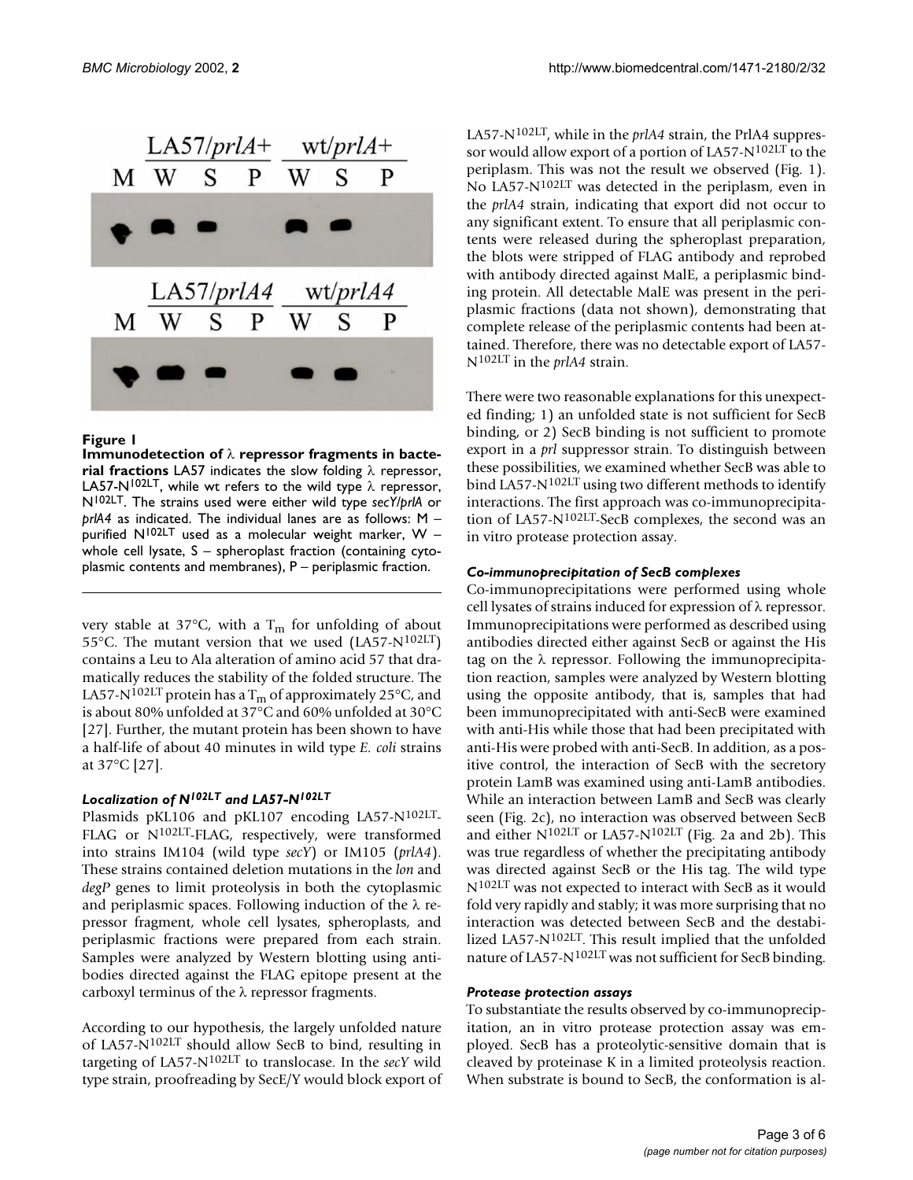**Figure 1**

**Immunodetection of λ repressor fragments in bacterial fractions** LA57 indicates the slow folding λ repressor, LA57-N$^{102LT}$, while wt refers to the wild type λ repressor, N$^{102LT}$. The strains used were either wild type *secY/prlA* or *prlA4* as indicated. The individual lanes are as follows: M – purified N$^{102LT}$ used as a molecular weight marker, W – whole cell lysate, S – spheroplast fraction (containing cytoplasmic contents and membranes), P – periplasmic fraction.

very stable at 37°C, with a $T_m$ for unfolding of about 55°C. The mutant version that we used (LA57-N$^{102LT}$) contains a Leu to Ala alteration of amino acid 57 that dramatically reduces the stability of the folded structure. The LA57-N$^{102LT}$ protein has a $T_m$ of approximately 25°C, and is about 80% unfolded at 37°C and 60% unfolded at 30°C [27]. Further, the mutant protein has been shown to have a half-life of about 40 minutes in wild type *E. coli* strains at 37°C [27].

### *Localization of N$^{102LT}$ and LA57-N$^{102LT}$*

Plasmids pKL106 and pKL107 encoding LA57-N$^{102LT}$-FLAG or N$^{102LT}$-FLAG, respectively, were transformed into strains IM104 (wild type *secY*) or IM105 (*prlA4*). These strains contained deletion mutations in the *lon* and *degP* genes to limit proteolysis in both the cytoplasmic and periplasmic spaces. Following induction of the λ repressor fragment, whole cell lysates, spheroplasts, and periplasmic fractions were prepared from each strain. Samples were analyzed by Western blotting using antibodies directed against the FLAG epitope present at the carboxyl terminus of the λ repressor fragments.

According to our hypothesis, the largely unfolded nature of LA57-N$^{102LT}$ should allow SecB to bind, resulting in targeting of LA57-N$^{102LT}$ to translocase. In the *secY* wild type strain, proofreading by SecE/Y would block export of LA57-N$^{102LT}$, while in the *prlA4* strain, the PrlA4 suppressor would allow export of a portion of LA57-N$^{102LT}$ to the periplasm. This was not the result we observed (Fig. 1). No LA57-N$^{102LT}$ was detected in the periplasm, even in the *prlA4* strain, indicating that export did not occur to any significant extent. To ensure that all periplasmic contents were released during the spheroplast preparation, the blots were stripped of FLAG antibody and reprobed with antibody directed against MalE, a periplasmic binding protein. All detectable MalE was present in the periplasmic fractions (data not shown), demonstrating that complete release of the periplasmic contents had been attained. Therefore, there was no detectable export of LA57-N$^{102LT}$ in the *prlA4* strain.

There were two reasonable explanations for this unexpected finding; 1) an unfolded state is not sufficient for SecB binding, or 2) SecB binding is not sufficient to promote export in a *prl* suppressor strain. To distinguish between these possibilities, we examined whether SecB was able to bind LA57-N$^{102LT}$ using two different methods to identify interactions. The first approach was co-immunoprecipitation of LA57-N$^{102LT}$-SecB complexes, the second was an in vitro protease protection assay.

### *Co-immunoprecipitation of SecB complexes*

Co-immunoprecipitations were performed using whole cell lysates of strains induced for expression of λ repressor. Immunoprecipitations were performed as described using antibodies directed either against SecB or against the His tag on the λ repressor. Following the immunoprecipitation reaction, samples were analyzed by Western blotting using the opposite antibody, that is, samples that had been immunoprecipitated with anti-SecB were examined with anti-His while those that had been precipitated with anti-His were probed with anti-SecB. In addition, as a positive control, the interaction of SecB with the secretory protein LamB was examined using anti-LamB antibodies. While an interaction between LamB and SecB was clearly seen (Fig. 2c), no interaction was observed between SecB and either N$^{102LT}$ or LA57-N$^{102LT}$ (Fig. 2a and 2b). This was true regardless of whether the precipitating antibody was directed against SecB or the His tag. The wild type N$^{102LT}$ was not expected to interact with SecB as it would fold very rapidly and stably; it was more surprising that no interaction was detected between SecB and the destabilized LA57-N$^{102LT}$. This result implied that the unfolded nature of LA57-N$^{102LT}$ was not sufficient for SecB binding.

### *Protease protection assays*

To substantiate the results observed by co-immunoprecipitation, an in vitro protease protection assay was employed. SecB has a proteolytic-sensitive domain that is cleaved by proteinase K in a limited proteolysis reaction. When substrate is bound to SecB, the conformation is al-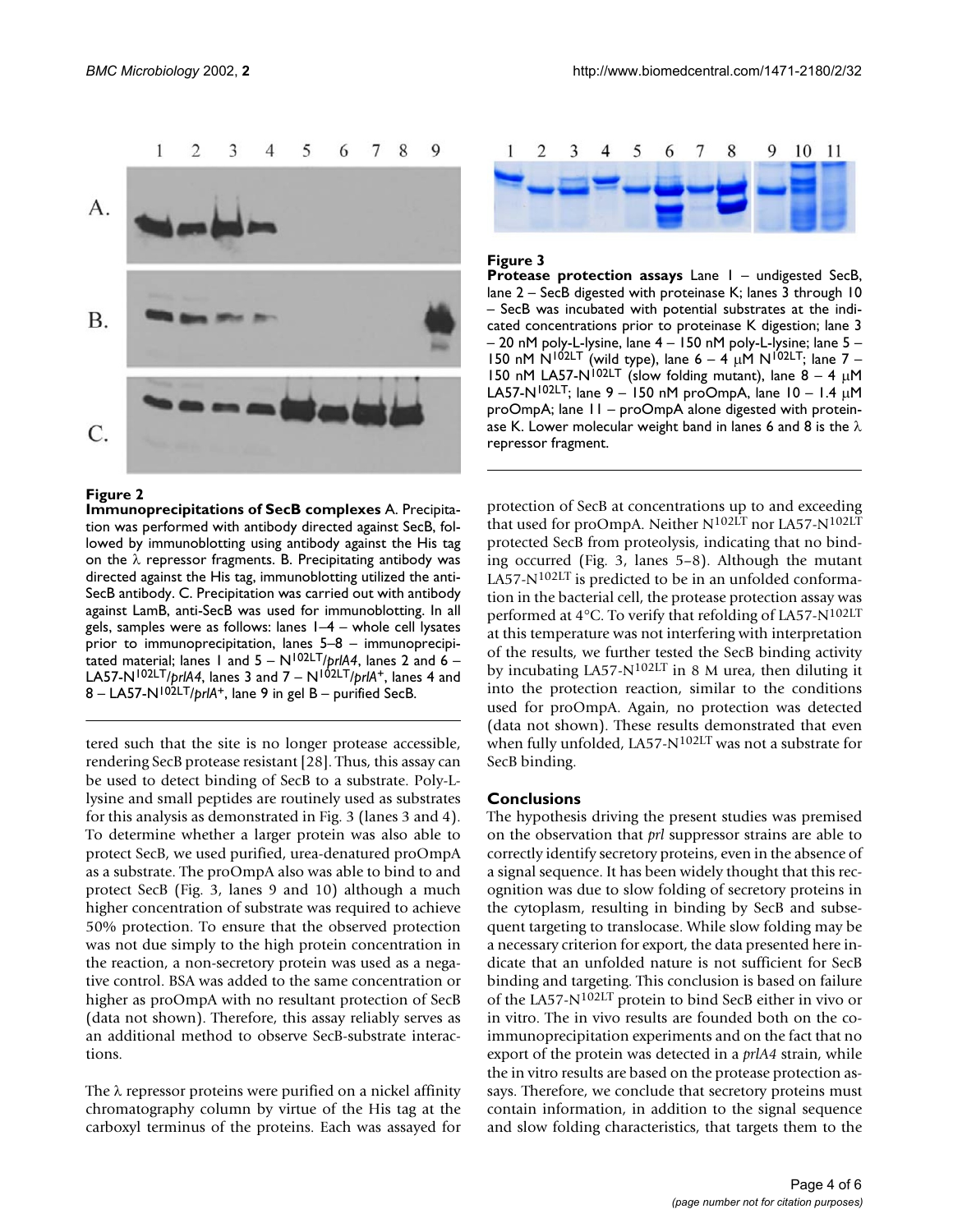**Figure 2**

**Immunoprecipitations of SecB complexes** A. Precipitation was performed with antibody directed against SecB, followed by immunoblotting using antibody against the His tag on the λ repressor fragments. B. Precipitating antibody was directed against the His tag, immunoblotting utilized the anti-SecB antibody. C. Precipitation was carried out with antibody against LamB, anti-SecB was used for immunoblotting. In all gels, samples were as follows: lanes 1–4 – whole cell lysates prior to immunoprecipitation, lanes 5–8 – immunoprecipitated material; lanes 1 and 5 – N$^{102LT}$/*prlA4*, lanes 2 and 6 – LA57-N$^{102LT}$/*prlA4*, lanes 3 and 7 – N$^{102LT}$/*prlA*$^+$, lanes 4 and 8 – LA57-N$^{102LT}$/*prlA*$^+$, lane 9 in gel B – purified SecB.

**Figure 3**

**Protease protection assays** Lane 1 – undigested SecB, lane 2 – SecB digested with proteinase K; lanes 3 through 10 – SecB was incubated with potential substrates at the indicated concentrations prior to proteinase K digestion; lane 3 – 20 nM poly-L-lysine, lane 4 – 150 nM poly-L-lysine; lane 5 – 150 nM N$^{102LT}$ (wild type), lane 6 – 4 μM N$^{102LT}$; lane 7 – 150 nM LA57-N$^{102LT}$ (slow folding mutant), lane 8 – 4 μM LA57-N$^{102LT}$; lane 9 – 150 nM proOmpA, lane 10 – 1.4 μM proOmpA; lane 11 – proOmpA alone digested with proteinase K. Lower molecular weight band in lanes 6 and 8 is the λ repressor fragment.

tered such that the site is no longer protease accessible, rendering SecB protease resistant [28]. Thus, this assay can be used to detect binding of SecB to a substrate. Poly-L-lysine and small peptides are routinely used as substrates for this analysis as demonstrated in Fig. 3 (lanes 3 and 4). To determine whether a larger protein was also able to protect SecB, we used purified, urea-denatured proOmpA as a substrate. The proOmpA also was able to bind to and protect SecB (Fig. 3, lanes 9 and 10) although a much higher concentration of substrate was required to achieve 50% protection. To ensure that the observed protection was not due simply to the high protein concentration in the reaction, a non-secretory protein was used as a negative control. BSA was added to the same concentration or higher as proOmpA with no resultant protection of SecB (data not shown). Therefore, this assay reliably serves as an additional method to observe SecB-substrate interactions.

The λ repressor proteins were purified on a nickel affinity chromatography column by virtue of the His tag at the carboxyl terminus of the proteins. Each was assayed for protection of SecB at concentrations up to and exceeding that used for proOmpA. Neither N$^{102LT}$ nor LA57-N$^{102LT}$ protected SecB from proteolysis, indicating that no binding occurred (Fig. 3, lanes 5–8). Although the mutant LA57-N$^{102LT}$ is predicted to be in an unfolded conformation in the bacterial cell, the protease protection assay was performed at 4°C. To verify that refolding of LA57-N$^{102LT}$ at this temperature was not interfering with interpretation of the results, we further tested the SecB binding activity by incubating LA57-N$^{102LT}$ in 8 M urea, then diluting it into the protection reaction, similar to the conditions used for proOmpA. Again, no protection was detected (data not shown). These results demonstrated that even when fully unfolded, LA57-N$^{102LT}$ was not a substrate for SecB binding.

## Conclusions

The hypothesis driving the present studies was premised on the observation that *prl* suppressor strains are able to correctly identify secretory proteins, even in the absence of a signal sequence. It has been widely thought that this recognition was due to slow folding of secretory proteins in the cytoplasm, resulting in binding by SecB and subsequent targeting to translocase. While slow folding may be a necessary criterion for export, the data presented here indicate that an unfolded nature is not sufficient for SecB binding and targeting. This conclusion is based on failure of the LA57-N$^{102LT}$ protein to bind SecB either in vivo or in vitro. The in vivo results are founded both on the co-immunoprecipitation experiments and on the fact that no export of the protein was detected in a *prlA4* strain, while the in vitro results are based on the protease protection assays. Therefore, we conclude that secretory proteins must contain information, in addition to the signal sequence and slow folding characteristics, that targets them to the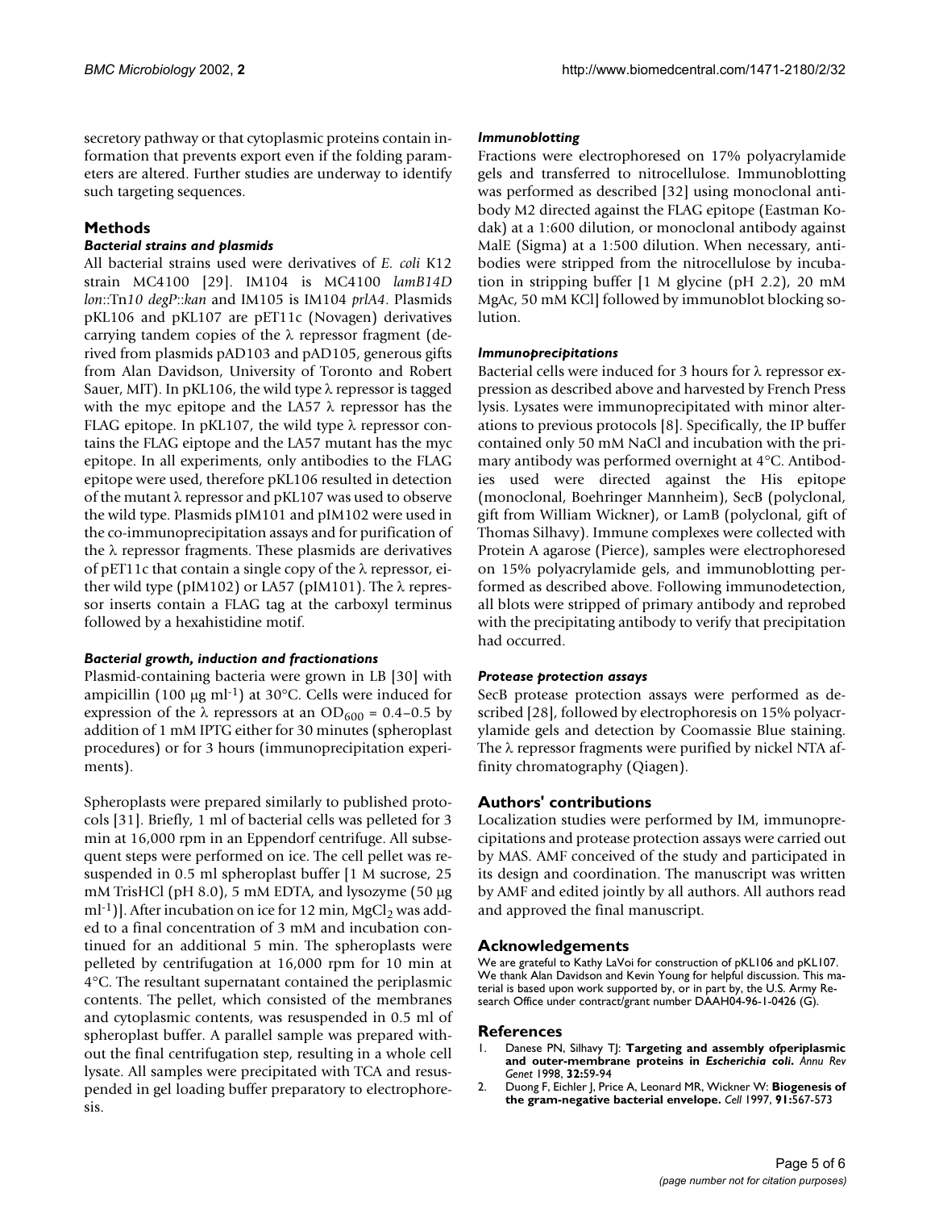secretory pathway or that cytoplasmic proteins contain information that prevents export even if the folding parameters are altered. Further studies are underway to identify such targeting sequences.

## Methods

### Bacterial strains and plasmids

All bacterial strains used were derivatives of *E. coli* K12 strain MC4100 [29]. IM104 is MC4100 *lamB14D lon*::Tn*10 degP*::*kan* and IM105 is IM104 *prlA4*. Plasmids pKL106 and pKL107 are pET11c (Novagen) derivatives carrying tandem copies of the λ repressor fragment (derived from plasmids pAD103 and pAD105, generous gifts from Alan Davidson, University of Toronto and Robert Sauer, MIT). In pKL106, the wild type λ repressor is tagged with the myc epitope and the LA57 λ repressor has the FLAG epitope. In pKL107, the wild type λ repressor contains the FLAG eiptope and the LA57 mutant has the myc epitope. In all experiments, only antibodies to the FLAG epitope were used, therefore pKL106 resulted in detection of the mutant λ repressor and pKL107 was used to observe the wild type. Plasmids pIM101 and pIM102 were used in the co-immunoprecipitation assays and for purification of the λ repressor fragments. These plasmids are derivatives of pET11c that contain a single copy of the λ repressor, either wild type (pIM102) or LA57 (pIM101). The λ repressor inserts contain a FLAG tag at the carboxyl terminus followed by a hexahistidine motif.

### Bacterial growth, induction and fractionations

Plasmid-containing bacteria were grown in LB [30] with ampicillin (100 μg ml$^{-1}$) at 30°C. Cells were induced for expression of the λ repressors at an $OD_{600}$ = 0.4–0.5 by addition of 1 mM IPTG either for 30 minutes (spheroplast procedures) or for 3 hours (immunoprecipitation experiments).

Spheroplasts were prepared similarly to published protocols [31]. Briefly, 1 ml of bacterial cells was pelleted for 3 min at 16,000 rpm in an Eppendorf centrifuge. All subsequent steps were performed on ice. The cell pellet was resuspended in 0.5 ml spheroplast buffer [1 M sucrose, 25 mM TrisHCl (pH 8.0), 5 mM EDTA, and lysozyme (50 μg ml$^{-1}$)]. After incubation on ice for 12 min, $MgCl_2$ was added to a final concentration of 3 mM and incubation continued for an additional 5 min. The spheroplasts were pelleted by centrifugation at 16,000 rpm for 10 min at 4°C. The resultant supernatant contained the periplasmic contents. The pellet, which consisted of the membranes and cytoplasmic contents, was resuspended in 0.5 ml of spheroplast buffer. A parallel sample was prepared without the final centrifugation step, resulting in a whole cell lysate. All samples were precipitated with TCA and resuspended in gel loading buffer preparatory to electrophoresis.

### Immunoblotting

Fractions were electrophoresed on 17% polyacrylamide gels and transferred to nitrocellulose. Immunoblotting was performed as described [32] using monoclonal antibody M2 directed against the FLAG epitope (Eastman Kodak) at a 1:600 dilution, or monoclonal antibody against MalE (Sigma) at a 1:500 dilution. When necessary, antibodies were stripped from the nitrocellulose by incubation in stripping buffer [1 M glycine (pH 2.2), 20 mM MgAc, 50 mM KCl] followed by immunoblot blocking solution.

### Immunoprecipitations

Bacterial cells were induced for 3 hours for λ repressor expression as described above and harvested by French Press lysis. Lysates were immunoprecipitated with minor alterations to previous protocols [8]. Specifically, the IP buffer contained only 50 mM NaCl and incubation with the primary antibody was performed overnight at 4°C. Antibodies used were directed against the His epitope (monoclonal, Boehringer Mannheim), SecB (polyclonal, gift from William Wickner), or LamB (polyclonal, gift of Thomas Silhavy). Immune complexes were collected with Protein A agarose (Pierce), samples were electrophoresed on 15% polyacrylamide gels, and immunoblotting performed as described above. Following immunodetection, all blots were stripped of primary antibody and reprobed with the precipitating antibody to verify that precipitation had occurred.

### Protease protection assays

SecB protease protection assays were performed as described [28], followed by electrophoresis on 15% polyacrylamide gels and detection by Coomassie Blue staining. The λ repressor fragments were purified by nickel NTA affinity chromatography (Qiagen).

## Authors' contributions

Localization studies were performed by IM, immunoprecipitations and protease protection assays were carried out by MAS. AMF conceived of the study and participated in its design and coordination. The manuscript was written by AMF and edited jointly by all authors. All authors read and approved the final manuscript.

## Acknowledgements

We are grateful to Kathy LaVoi for construction of pKL106 and pKL107. We thank Alan Davidson and Kevin Young for helpful discussion. This material is based upon work supported by, or in part by, the U.S. Army Research Office under contract/grant number DAAH04-96-1-0426 (G).

## References

1. Danese PN, Silhavy TJ: **Targeting and assembly ofperiplasmic and outer-membrane proteins in *Escherichia coli*.** *Annu Rev Genet* 1998, **32:**59-94
2. Duong F, Eichler J, Price A, Leonard MR, Wickner W: **Biogenesis of the gram-negative bacterial envelope.** *Cell* 1997, **91:**567-573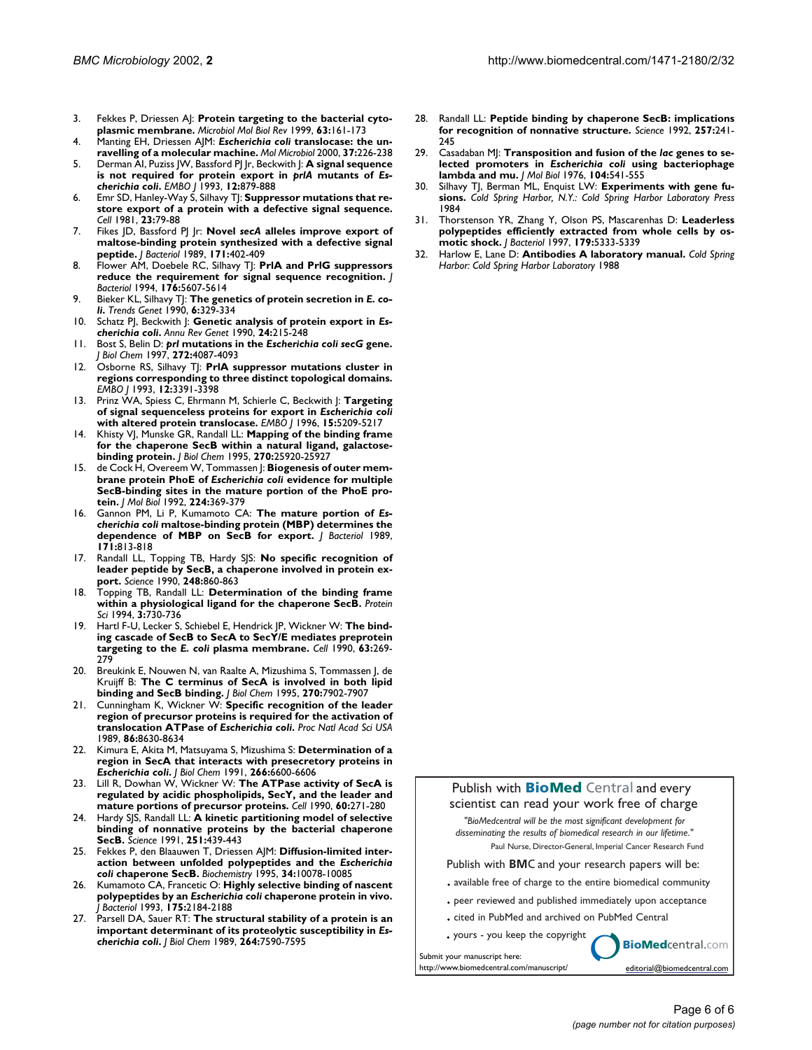3. Fekkes P, Driessen AJ: **Protein targeting to the bacterial cytoplasmic membrane.** *Microbiol Mol Biol Rev* 1999, **63**:161-173
4. Manting EH, Driessen AJM: ***Escherichia coli* translocase: the unravelling of a molecular machine.** *Mol Microbiol* 2000, **37**:226-238
5. Derman AI, Puziss JW, Bassford PJ Jr, Beckwith J: **A signal sequence is not required for protein export in *prlA* mutants of *Escherichia coli*.** *EMBO J* 1993, **12**:879-888
6. Emr SD, Hanley-Way S, Silhavy TJ: **Suppressor mutations that restore export of a protein with a defective signal sequence.** *Cell* 1981, **23**:79-88
7. Fikes JD, Bassford PJ Jr: **Novel *secA* alleles improve export of maltose-binding protein synthesized with a defective signal peptide.** *J Bacteriol* 1989, **171**:402-409
8. Flower AM, Doebele RC, Silhavy TJ: **PrlA and PrlG suppressors reduce the requirement for signal sequence recognition.** *J Bacteriol* 1994, **176**:5607-5614
9. Bieker KL, Silhavy TJ: **The genetics of protein secretion in *E. coli*.** *Trends Genet* 1990, **6**:329-334
10. Schatz PJ, Beckwith J: **Genetic analysis of protein export in *Escherichia coli*.** *Annu Rev Genet* 1990, **24**:215-248
11. Bost S, Belin D: ***prl* mutations in the *Escherichia coli secG* gene.** *J Biol Chem* 1997, **272**:4087-4093
12. Osborne RS, Silhavy TJ: **PrlA suppressor mutations cluster in regions corresponding to three distinct topological domains.** *EMBO J* 1993, **12**:3391-3398
13. Prinz WA, Spiess C, Ehrmann M, Schierle C, Beckwith J: **Targeting of signal sequenceless proteins for export in *Escherichia coli* with altered protein translocase.** *EMBO J* 1996, **15**:5209-5217
14. Khisty VJ, Munske GR, Randall LL: **Mapping of the binding frame for the chaperone SecB within a natural ligand, galactose-binding protein.** *J Biol Chem* 1995, **270**:25920-25927
15. de Cock H, Overeem W, Tommassen J: **Biogenesis of outer membrane protein PhoE of *Escherichia coli* evidence for multiple SecB-binding sites in the mature portion of the PhoE protein.** *J Mol Biol* 1992, **224**:369-379
16. Gannon PM, Li P, Kumamoto CA: **The mature portion of *Escherichia coli* maltose-binding protein (MBP) determines the dependence of MBP on SecB for export.** *J Bacteriol* 1989, **171**:813-818
17. Randall LL, Topping TB, Hardy SJS: **No specific recognition of leader peptide by SecB, a chaperone involved in protein export.** *Science* 1990, **248**:860-863
18. Topping TB, Randall LL: **Determination of the binding frame within a physiological ligand for the chaperone SecB.** *Protein Sci* 1994, **3**:730-736
19. Hartl F-U, Lecker S, Schiebel E, Hendrick JP, Wickner W: **The binding cascade of SecB to SecA to SecY/E mediates preprotein targeting to the *E. coli* plasma membrane.** *Cell* 1990, **63**:269-279
20. Breukink E, Nouwen N, van Raalte A, Mizushima S, Tommassen J, de Kruijff B: **The C terminus of SecA is involved in both lipid binding and SecB binding.** *J Biol Chem* 1995, **270**:7902-7907
21. Cunningham K, Wickner W: **Specific recognition of the leader region of precursor proteins is required for the activation of translocation ATPase of *Escherichia coli*.** *Proc Natl Acad Sci USA* 1989, **86**:8630-8634
22. Kimura E, Akita M, Matsuyama S, Mizushima S: **Determination of a region in SecA that interacts with presecretory proteins in *Escherichia coli*.** *J Biol Chem* 1991, **266**:6600-6606
23. Lill R, Dowhan W, Wickner W: **The ATPase activity of SecA is regulated by acidic phospholipids, SecY, and the leader and mature portions of precursor proteins.** *Cell* 1990, **60**:271-280
24. Hardy SJS, Randall LL: **A kinetic partitioning model of selective binding of nonnative proteins by the bacterial chaperone SecB.** *Science* 1991, **251**:439-443
25. Fekkes P, den Blaauwen T, Driessen AJM: **Diffusion-limited interaction between unfolded polypeptides and the *Escherichia coli* chaperone SecB.** *Biochemistry* 1995, **34**:10078-10085
26. Kumamoto CA, Francetic O: **Highly selective binding of nascent polypeptides by an *Escherichia coli* chaperone protein in vivo.** *J Bacteriol* 1993, **175**:2184-2188
27. Parsell DA, Sauer RT: **The structural stability of a protein is an important determinant of its proteolytic susceptibility in *Escherichia coli*.** *J Biol Chem* 1989, **264**:7590-7595
28. Randall LL: **Peptide binding by chaperone SecB: implications for recognition of nonnative structure.** *Science* 1992, **257**:241-245
29. Casadaban MJ: **Transposition and fusion of the *lac* genes to selected promoters in *Escherichia coli* using bacteriophage lambda and mu.** *J Mol Biol* 1976, **104**:541-555
30. Silhavy TJ, Berman ML, Enquist LW: **Experiments with gene fusions.** *Cold Spring Harbor, N.Y.: Cold Spring Harbor Laboratory Press* 1984
31. Thorstenson YR, Zhang Y, Olson PS, Mascarenhas D: **Leaderless polypeptides efficiently extracted from whole cells by osmotic shock.** *J Bacteriol* 1997, **179**:5333-5339
32. Harlow E, Lane D: **Antibodies A laboratory manual.** *Cold Spring Harbor: Cold Spring Harbor Laboratory* 1988

Publish with **BioMed** Central and every scientist can read your work free of charge

*"BioMedcentral will be the most significant development for disseminating the results of biomedical research in our lifetime."*
Paul Nurse, Director-General, Imperial Cancer Research Fund

Publish with **BMC** and your research papers will be:

- available free of charge to the entire biomedical community
- peer reviewed and published immediately upon acceptance
- cited in PubMed and archived on PubMed Central
- yours - you keep the copyright

BioMedcentral.com

Submit your manuscript here:
http://www.biomedcentral.com/manuscript/

editorial@biomedcentral.com